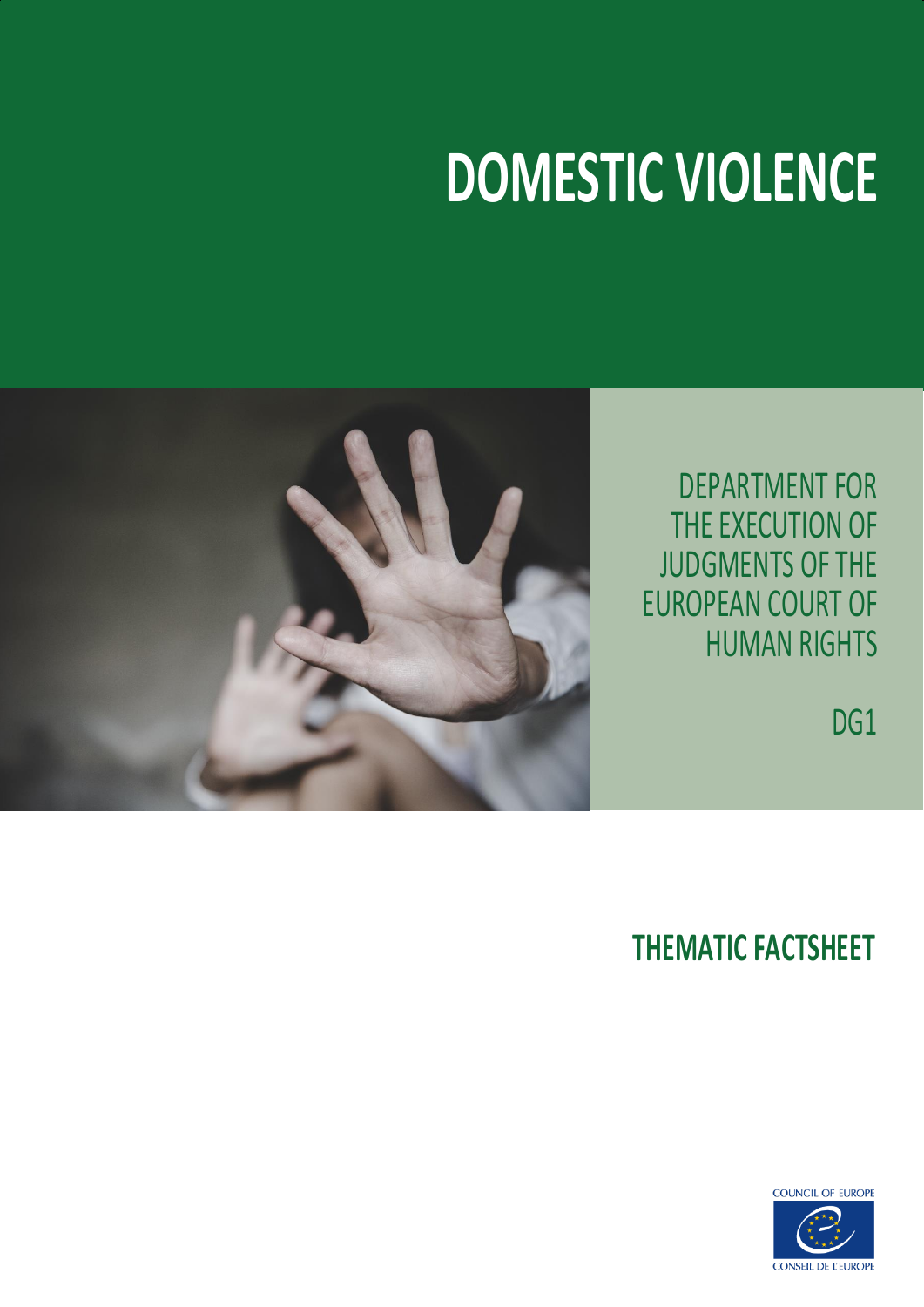# DOMESTIC VIOLENCE

DEPARTMENT FOR THE EXECUTION OF JUDGMENTS OF THE EUROPEAN COURT OF HUMAN RIGHTS

DG1

## THEMATIC FACTSHEET

COUNCIL OF EUROPE

CONSEIL DE L'EUROPE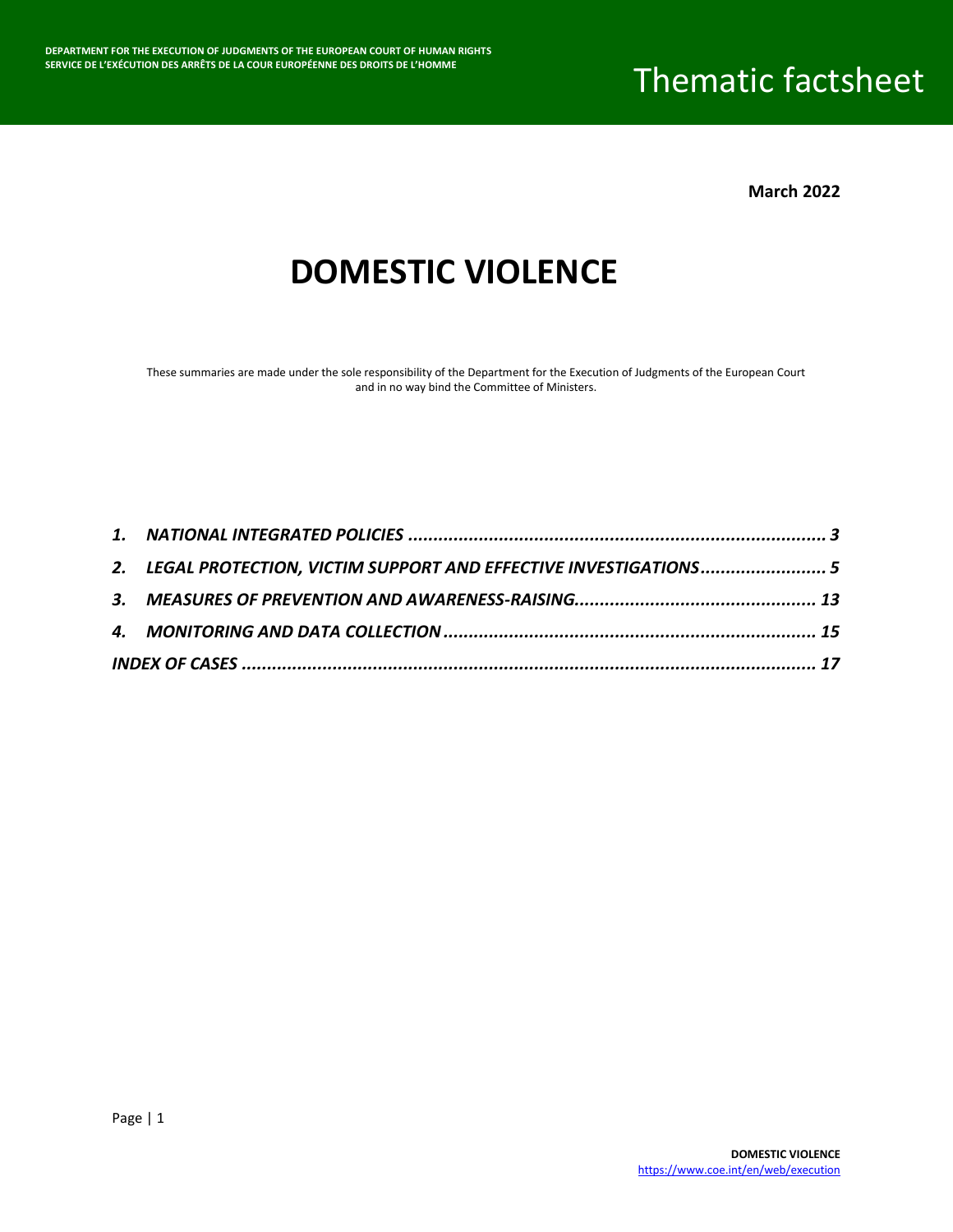March 2022

# DOMESTIC VIOLENCE

These summaries are made under the sole responsibility of the Department for the Execution of Judgments of the European Court and in no way bind the Committee of Ministers.

1. *NATIONAL INTEGRATED POLICIES ..................................................................................... 3*
2. *LEGAL PROTECTION, VICTIM SUPPORT AND EFFECTIVE INVESTIGATIONS......................... 5*
3. *MEASURES OF PREVENTION AND AWARENESS-RAISING............................................... 13*
4. *MONITORING AND DATA COLLECTION ......................................................................... 15*

*INDEX OF CASES .................................................................................................................. 17*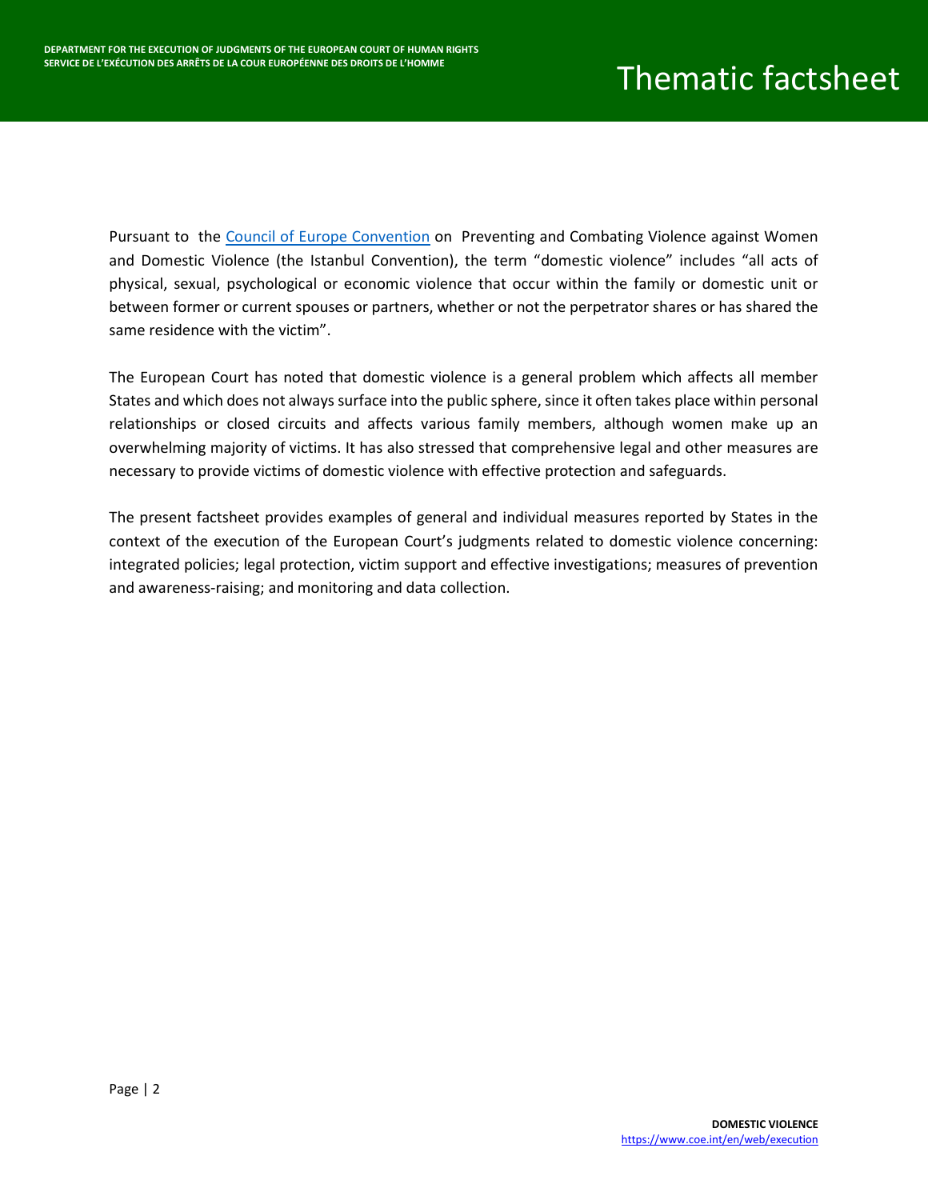Pursuant to the [Council of Europe Convention](https://www.coe.int) on Preventing and Combating Violence against Women and Domestic Violence (the Istanbul Convention), the term "domestic violence" includes "all acts of physical, sexual, psychological or economic violence that occur within the family or domestic unit or between former or current spouses or partners, whether or not the perpetrator shares or has shared the same residence with the victim".

The European Court has noted that domestic violence is a general problem which affects all member States and which does not always surface into the public sphere, since it often takes place within personal relationships or closed circuits and affects various family members, although women make up an overwhelming majority of victims. It has also stressed that comprehensive legal and other measures are necessary to provide victims of domestic violence with effective protection and safeguards.

The present factsheet provides examples of general and individual measures reported by States in the context of the execution of the European Court's judgments related to domestic violence concerning: integrated policies; legal protection, victim support and effective investigations; measures of prevention and awareness-raising; and monitoring and data collection.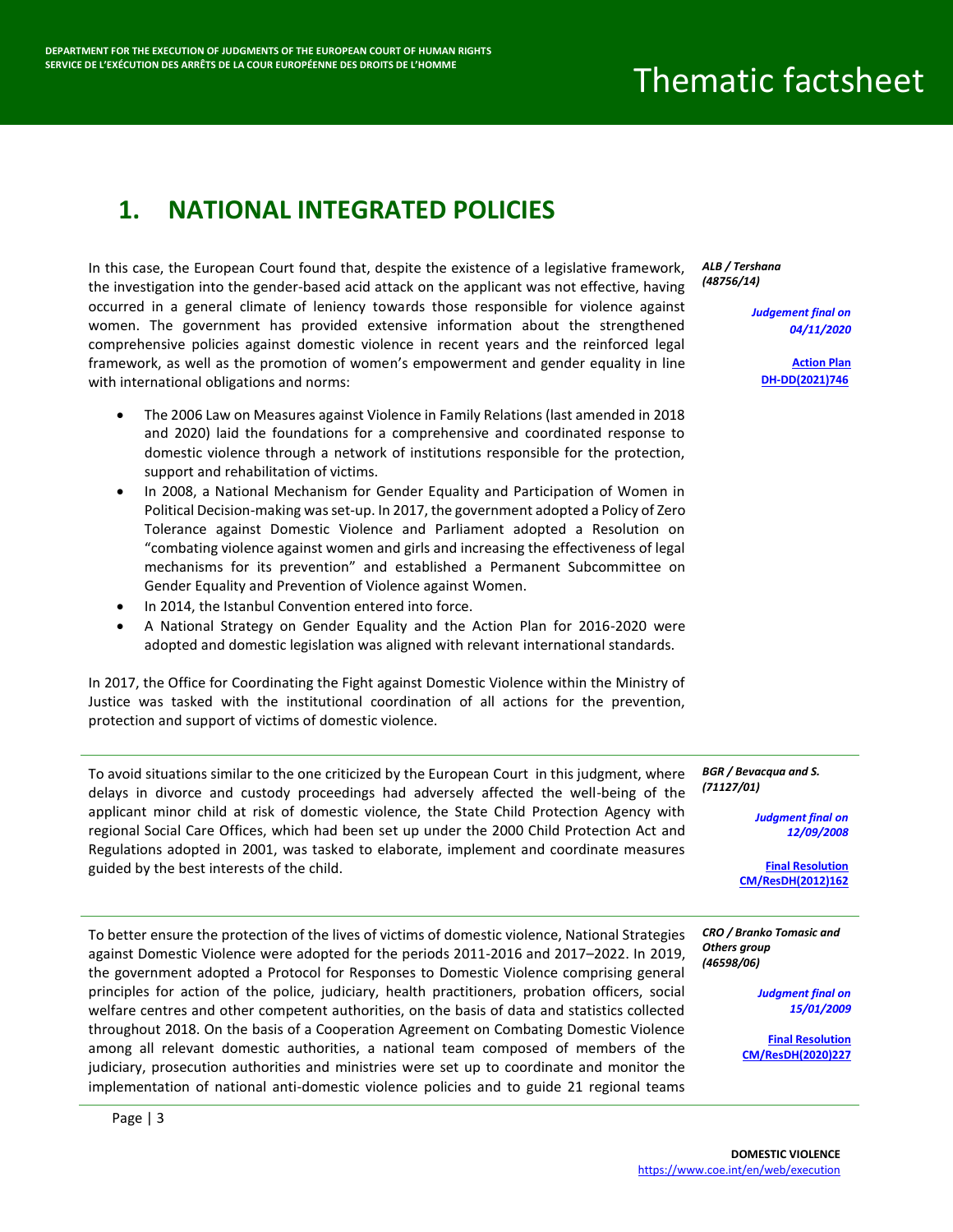## 1. NATIONAL INTEGRATED POLICIES

*ALB / Tershana (48756/14)*

*Judgement final on 04/11/2020*

Action Plan DH-DD(2021)746

In this case, the European Court found that, despite the existence of a legislative framework, the investigation into the gender-based acid attack on the applicant was not effective, having occurred in a general climate of leniency towards those responsible for violence against women. The government has provided extensive information about the strengthened comprehensive policies against domestic violence in recent years and the reinforced legal framework, as well as the promotion of women's empowerment and gender equality in line with international obligations and norms:

- The 2006 Law on Measures against Violence in Family Relations (last amended in 2018 and 2020) laid the foundations for a comprehensive and coordinated response to domestic violence through a network of institutions responsible for the protection, support and rehabilitation of victims.
- In 2008, a National Mechanism for Gender Equality and Participation of Women in Political Decision-making was set-up. In 2017, the government adopted a Policy of Zero Tolerance against Domestic Violence and Parliament adopted a Resolution on "combating violence against women and girls and increasing the effectiveness of legal mechanisms for its prevention" and established a Permanent Subcommittee on Gender Equality and Prevention of Violence against Women.
- In 2014, the Istanbul Convention entered into force.
- A National Strategy on Gender Equality and the Action Plan for 2016-2020 were adopted and domestic legislation was aligned with relevant international standards.

In 2017, the Office for Coordinating the Fight against Domestic Violence within the Ministry of Justice was tasked with the institutional coordination of all actions for the prevention, protection and support of victims of domestic violence.

---

*BGR / Bevacqua and S. (71127/01)*

*Judgment final on 12/09/2008*

Final Resolution CM/ResDH(2012)162

To avoid situations similar to the one criticized by the European Court in this judgment, where delays in divorce and custody proceedings had adversely affected the well-being of the applicant minor child at risk of domestic violence, the State Child Protection Agency with regional Social Care Offices, which had been set up under the 2000 Child Protection Act and Regulations adopted in 2001, was tasked to elaborate, implement and coordinate measures guided by the best interests of the child.

---

*CRO / Branko Tomasic and Others group (46598/06)*

*Judgment final on 15/01/2009*

Final Resolution CM/ResDH(2020)227

To better ensure the protection of the lives of victims of domestic violence, National Strategies against Domestic Violence were adopted for the periods 2011-2016 and 2017–2022. In 2019, the government adopted a Protocol for Responses to Domestic Violence comprising general principles for action of the police, judiciary, health practitioners, probation officers, social welfare centres and other competent authorities, on the basis of data and statistics collected throughout 2018. On the basis of a Cooperation Agreement on Combating Domestic Violence among all relevant domestic authorities, a national team composed of members of the judiciary, prosecution authorities and ministries were set up to coordinate and monitor the implementation of national anti-domestic violence policies and to guide 21 regional teams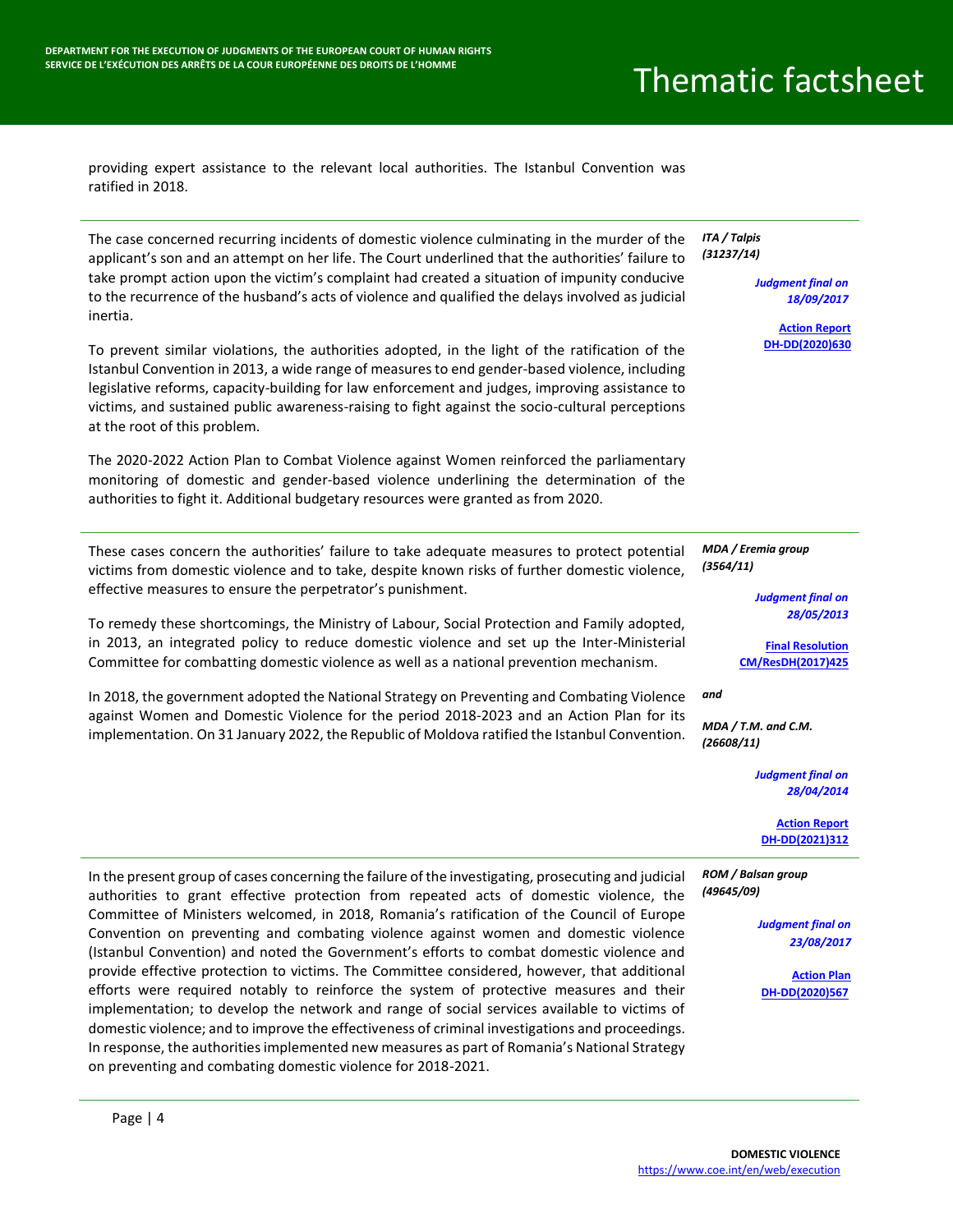providing expert assistance to the relevant local authorities. The Istanbul Convention was ratified in 2018.

---

*ITA / Talpis (31237/14)*

*Judgment final on 18/09/2017*

**Action Report DH-DD(2020)630**

The case concerned recurring incidents of domestic violence culminating in the murder of the applicant's son and an attempt on her life. The Court underlined that the authorities' failure to take prompt action upon the victim's complaint had created a situation of impunity conducive to the recurrence of the husband's acts of violence and qualified the delays involved as judicial inertia.

To prevent similar violations, the authorities adopted, in the light of the ratification of the Istanbul Convention in 2013, a wide range of measures to end gender-based violence, including legislative reforms, capacity-building for law enforcement and judges, improving assistance to victims, and sustained public awareness-raising to fight against the socio-cultural perceptions at the root of this problem.

The 2020-2022 Action Plan to Combat Violence against Women reinforced the parliamentary monitoring of domestic and gender-based violence underlining the determination of the authorities to fight it. Additional budgetary resources were granted as from 2020.

---

*MDA / Eremia group (3564/11)*

*Judgment final on 28/05/2013*

**Final Resolution CM/ResDH(2017)425**

*and*

*MDA / T.M. and C.M. (26608/11)*

*Judgment final on 28/04/2014*

**Action Report DH-DD(2021)312**

These cases concern the authorities' failure to take adequate measures to protect potential victims from domestic violence, and to take, despite known risks of further domestic violence, effective measures to ensure the perpetrator's punishment.

To remedy these shortcomings, the Ministry of Labour, Social Protection and Family adopted, in 2013, an integrated policy to reduce domestic violence and set up the Inter-Ministerial Committee for combatting domestic violence as well as a national prevention mechanism.

In 2018, the government adopted the National Strategy on Preventing and Combating Violence against Women and Domestic Violence for the period 2018-2023 and an Action Plan for its implementation. On 31 January 2022, the Republic of Moldova ratified the Istanbul Convention.

---

*ROM / Balsan group (49645/09)*

*Judgment final on 23/08/2017*

**Action Plan DH-DD(2020)567**

In the present group of cases concerning the failure of the investigating, prosecuting and judicial authorities to grant effective protection from repeated acts of domestic violence, the Committee of Ministers welcomed, in 2018, Romania's ratification of the Council of Europe Convention on preventing and combating violence against women and domestic violence (Istanbul Convention) and noted the Government's efforts to combat domestic violence and provide effective protection to victims. The Committee considered, however, that additional efforts were required notably to reinforce the system of protective measures and their implementation; to develop the network and range of social services available to victims of domestic violence; and to improve the effectiveness of criminal investigations and proceedings. In response, the authorities implemented new measures as part of Romania's National Strategy on preventing and combating domestic violence for 2018-2021.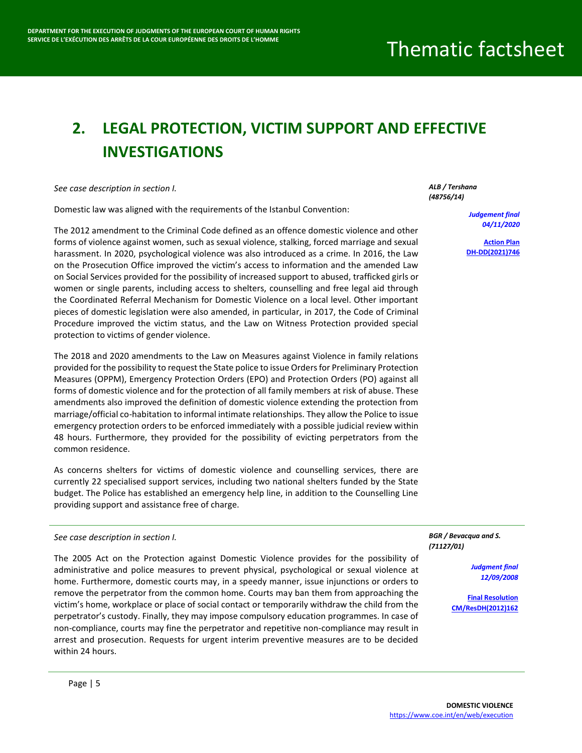## 2. LEGAL PROTECTION, VICTIM SUPPORT AND EFFECTIVE INVESTIGATIONS

***ALB / Tershana (48756/14)***

***Judgement final 04/11/2020***

**Action Plan DH-DD(2021)746**

*See case description in section I.*

Domestic law was aligned with the requirements of the Istanbul Convention:

The 2012 amendment to the Criminal Code defined as an offence domestic violence and other forms of violence against women, such as sexual violence, stalking, forced marriage and sexual harassment. In 2020, psychological violence was also introduced as a crime. In 2016, the Law on the Prosecution Office improved the victim's access to information and the amended Law on Social Services provided for the possibility of increased support to abused, trafficked girls or women or single parents, including access to shelters, counselling and free legal aid through the Coordinated Referral Mechanism for Domestic Violence on a local level. Other important pieces of domestic legislation were also amended, in particular, in 2017, the Code of Criminal Procedure improved the victim status, and the Law on Witness Protection provided special protection to victims of gender violence.

The 2018 and 2020 amendments to the Law on Measures against Violence in family relations provided for the possibility to request the State police to issue Orders for Preliminary Protection Measures (OPPM), Emergency Protection Orders (EPO) and Protection Orders (PO) against all forms of domestic violence and for the protection of all family members at risk of abuse. These amendments also improved the definition of domestic violence extending the protection from marriage/official co-habitation to informal intimate relationships. They allow the Police to issue emergency protection orders to be enforced immediately with a possible judicial review within 48 hours. Furthermore, they provided for the possibility of evicting perpetrators from the common residence.

As concerns shelters for victims of domestic violence and counselling services, there are currently 22 specialised support services, including two national shelters funded by the State budget. The Police has established an emergency help line, in addition to the Counselling Line providing support and assistance free of charge.

***BGR / Bevacqua and S. (71127/01)***

***Judgment final 12/09/2008***

**Final Resolution CM/ResDH(2012)162**

*See case description in section I.*

The 2005 Act on the Protection against Domestic Violence provides for the possibility of administrative and police measures to prevent physical, psychological or sexual violence at home. Furthermore, domestic courts may, in a speedy manner, issue injunctions or orders to remove the perpetrator from the common home. Courts may ban them from approaching the victim's home, workplace or place of social contact or temporarily withdraw the child from the perpetrator's custody. Finally, they may impose compulsory education programmes. In case of non-compliance, courts may fine the perpetrator and repetitive non-compliance may result in arrest and prosecution. Requests for urgent interim preventive measures are to be decided within 24 hours.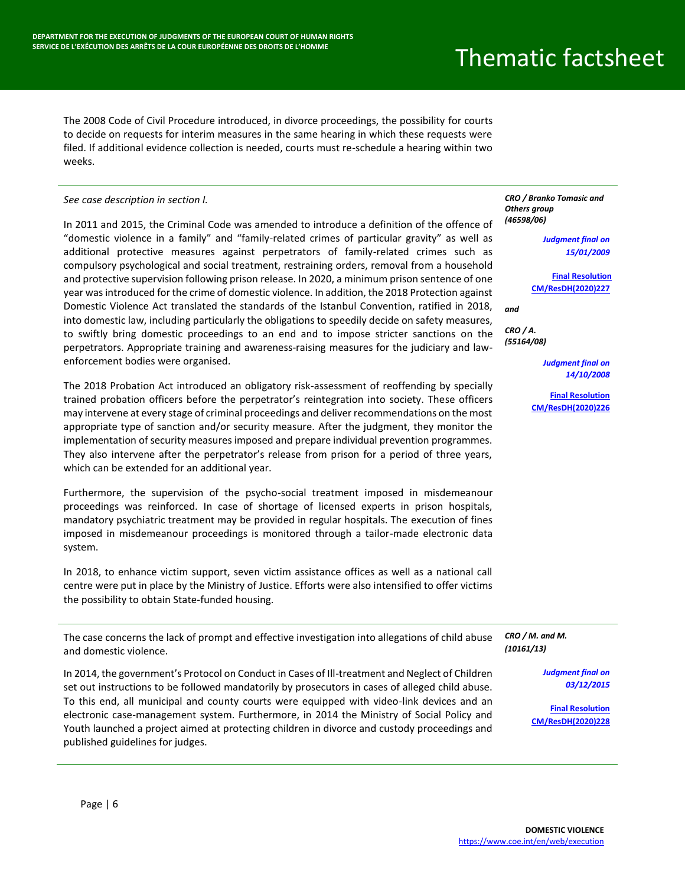The 2008 Code of Civil Procedure introduced, in divorce proceedings, the possibility for courts to decide on requests for interim measures in the same hearing in which these requests were filed. If additional evidence collection is needed, courts must re-schedule a hearing within two weeks.

---

***CRO / Branko Tomasic and Others group (46598/06)***

***Judgment final on 15/01/2009***

**Final Resolution CM/ResDH(2020)227**

*and*

***CRO / A. (55164/08)***

***Judgment final on 14/10/2008***

**Final Resolution CM/ResDH(2020)226**

*See case description in section I.*

In 2011 and 2015, the Criminal Code was amended to introduce a definition of the offence of "domestic violence in a family" and "family-related crimes of particular gravity" as well as additional protective measures against perpetrators of family-related crimes such as compulsory psychological and social treatment, restraining orders, removal from a household and protective supervision following prison release. In 2020, a minimum prison sentence of one year was introduced for the crime of domestic violence. In addition, the 2018 Protection against Domestic Violence Act translated the standards of the Istanbul Convention, ratified in 2018, into domestic law, including particularly the obligations to speedily decide on safety measures, to swiftly bring domestic proceedings to an end and to impose stricter sanctions on the perpetrators. Appropriate training and awareness-raising measures for the judiciary and law-enforcement bodies were organised.

The 2018 Probation Act introduced an obligatory risk-assessment of reoffending by specially trained probation officers before the perpetrator's reintegration into society. These officers may intervene at every stage of criminal proceedings and deliver recommendations on the most appropriate type of sanction and/or security measure. After the judgment, they monitor the implementation of security measures imposed and prepare individual prevention programmes. They also intervene after the perpetrator's release from prison for a period of three years, which can be extended for an additional year.

Furthermore, the supervision of the psycho-social treatment imposed in misdemeanour proceedings was reinforced. In case of shortage of licensed experts in prison hospitals, mandatory psychiatric treatment may be provided in regular hospitals. The execution of fines imposed in misdemeanour proceedings is monitored through a tailor-made electronic data system.

In 2018, to enhance victim support, seven victim assistance offices as well as a national call centre were put in place by the Ministry of Justice. Efforts were also intensified to offer victims the possibility to obtain State-funded housing.

---

***CRO / M. and M. (10161/13)***

***Judgment final on 03/12/2015***

**Final Resolution CM/ResDH(2020)228**

The case concerns the lack of prompt and effective investigation into allegations of child abuse and domestic violence.

In 2014, the government's Protocol on Conduct in Cases of Ill-treatment and Neglect of Children set out instructions to be followed mandatorily by prosecutors in cases of alleged child abuse. To this end, all municipal and county courts were equipped with video-link devices and an electronic case-management system. Furthermore, in 2014 the Ministry of Social Policy and Youth launched a project aimed at protecting children in divorce and custody proceedings and published guidelines for judges.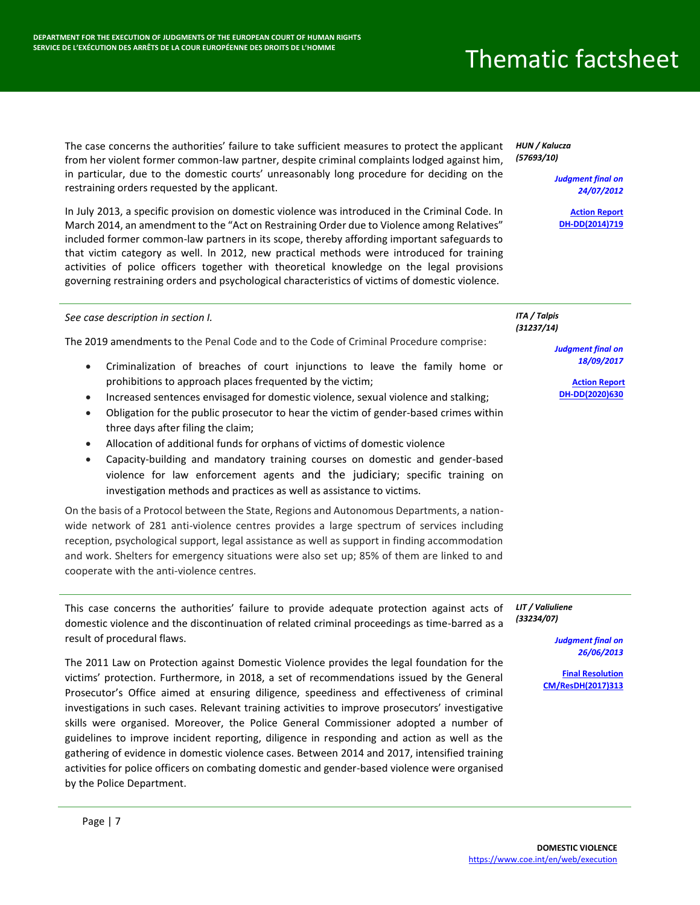*HUN / Kalucza (57693/10)*

***Judgment final on 24/07/2012***

**Action Report DH-DD(2014)719**

The case concerns the authorities' failure to take sufficient measures to protect the applicant from her violent former common-law partner, despite criminal complaints lodged against him, in particular, due to the domestic courts' unreasonably long procedure for deciding on the restraining orders requested by the applicant.

In July 2013, a specific provision on domestic violence was introduced in the Criminal Code. In March 2014, an amendment to the "Act on Restraining Order due to Violence among Relatives" included former common-law partners in its scope, thereby affording important safeguards to that victim category as well. In 2012, new practical methods were introduced for training activities of police officers together with theoretical knowledge on the legal provisions governing restraining orders and psychological characteristics of victims of domestic violence.

---

*ITA / Talpis (31237/14)*

***Judgment final on 18/09/2017***

**Action Report DH-DD(2020)630**

*See case description in section I.*

The 2019 amendments to the Penal Code and to the Code of Criminal Procedure comprise:

- Criminalization of breaches of court injunctions to leave the family home or prohibitions to approach places frequented by the victim;
- Increased sentences envisaged for domestic violence, sexual violence and stalking;
- Obligation for the public prosecutor to hear the victim of gender-based crimes within three days after filing the claim;
- Allocation of additional funds for orphans of victims of domestic violence
- Capacity-building and mandatory training courses on domestic and gender-based violence for law enforcement agents and the judiciary; specific training on investigation methods and practices as well as assistance to victims.

On the basis of a Protocol between the State, Regions and Autonomous Departments, a nation-wide network of 281 anti-violence centres provides a large spectrum of services including reception, psychological support, legal assistance as well as support in finding accommodation and work. Shelters for emergency situations were also set up; 85% of them are linked to and cooperate with the anti-violence centres.

---

*LIT / Valiuliene (33234/07)*

***Judgment final on 26/06/2013***

**Final Resolution CM/ResDH(2017)313**

This case concerns the authorities' failure to provide adequate protection against acts of domestic violence and the discontinuation of related criminal proceedings as time-barred as a result of procedural flaws.

The 2011 Law on Protection against Domestic Violence provides the legal foundation for the victims' protection. Furthermore, in 2018, a set of recommendations issued by the General Prosecutor's Office aimed at ensuring diligence, speediness and effectiveness of criminal investigations in such cases. Relevant training activities to improve prosecutors' investigative skills were organised. Moreover, the Police General Commissioner adopted a number of guidelines to improve incident reporting, diligence in responding and action as well as the gathering of evidence in domestic violence cases. Between 2014 and 2017, intensified training activities for police officers on combating domestic and gender-based violence were organised by the Police Department.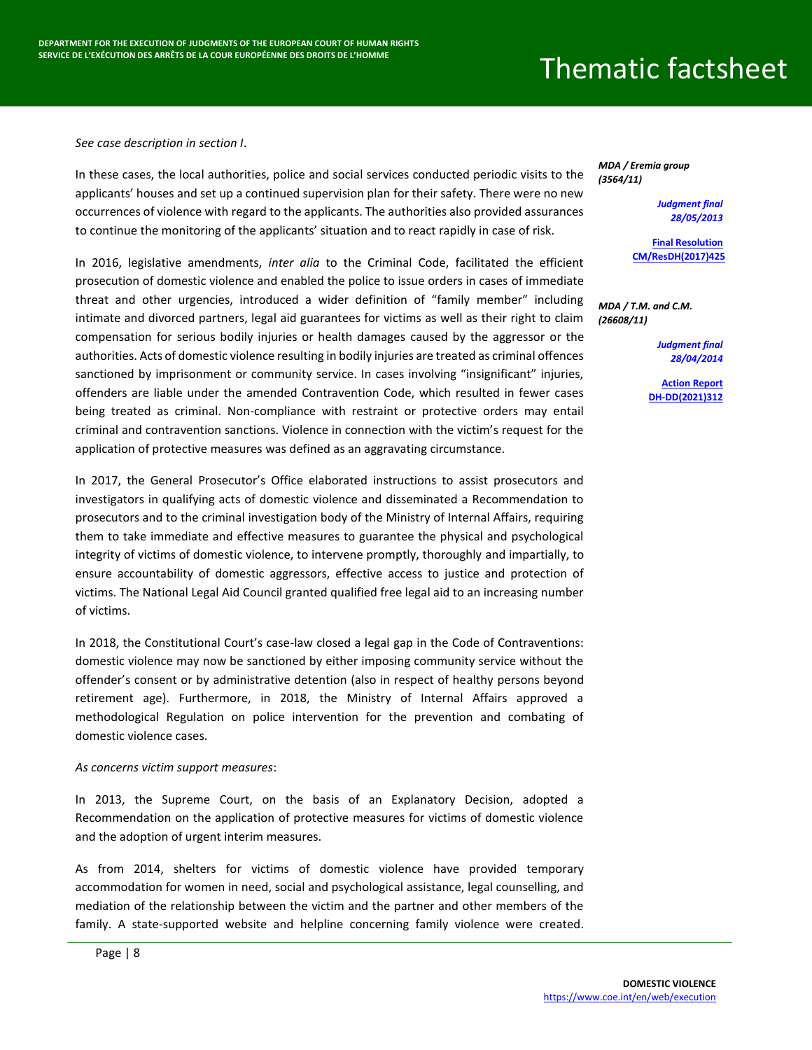*See case description in section I.*

*MDA / Eremia group (3564/11)*

***Judgment final 28/05/2013***

**Final Resolution CM/ResDH(2017)425**

In these cases, the local authorities, police and social services conducted periodic visits to the applicants' houses and set up a continued supervision plan for their safety. There were no new occurrences of violence with regard to the applicants. The authorities also provided assurances to continue the monitoring of the applicants' situation and to react rapidly in case of risk.

*MDA / T.M. and C.M. (26608/11)*

***Judgment final 28/04/2014***

**Action Report DH-DD(2021)312**

In 2016, legislative amendments, *inter alia* to the Criminal Code, facilitated the efficient prosecution of domestic violence and enabled the police to issue orders in cases of immediate threat and other urgencies, introduced a wider definition of "family member" including intimate and divorced partners, legal aid guarantees for victims as well as their right to claim compensation for serious bodily injuries or health damages caused by the aggressor or the authorities. Acts of domestic violence resulting in bodily injuries are treated as criminal offences sanctioned by imprisonment or community service. In cases involving "insignificant" injuries, offenders are liable under the amended Contravention Code, which resulted in fewer cases being treated as criminal. Non-compliance with restraint or protective orders may entail criminal and contravention sanctions. Violence in connection with the victim's request for the application of protective measures was defined as an aggravating circumstance.

In 2017, the General Prosecutor's Office elaborated instructions to assist prosecutors and investigators in qualifying acts of domestic violence and disseminated a Recommendation to prosecutors and to the criminal investigation body of the Ministry of Internal Affairs, requiring them to take immediate and effective measures to guarantee the physical and psychological integrity of victims of domestic violence, to intervene promptly, thoroughly and impartially, to ensure accountability of domestic aggressors, effective access to justice and protection of victims. The National Legal Aid Council granted qualified free legal aid to an increasing number of victims.

In 2018, the Constitutional Court's case-law closed a legal gap in the Code of Contraventions: domestic violence may now be sanctioned by either imposing community service without the offender's consent or by administrative detention (also in respect of healthy persons beyond retirement age). Furthermore, in 2018, the Ministry of Internal Affairs approved a methodological Regulation on police intervention for the prevention and combating of domestic violence cases.

*As concerns victim support measures*:

In 2013, the Supreme Court, on the basis of an Explanatory Decision, adopted a Recommendation on the application of protective measures for victims of domestic violence and the adoption of urgent interim measures.

As from 2014, shelters for victims of domestic violence have provided temporary accommodation for women in need, social and psychological assistance, legal counselling, and mediation of the relationship between the victim and the partner and other members of the family. A state-supported website and helpline concerning family violence were created.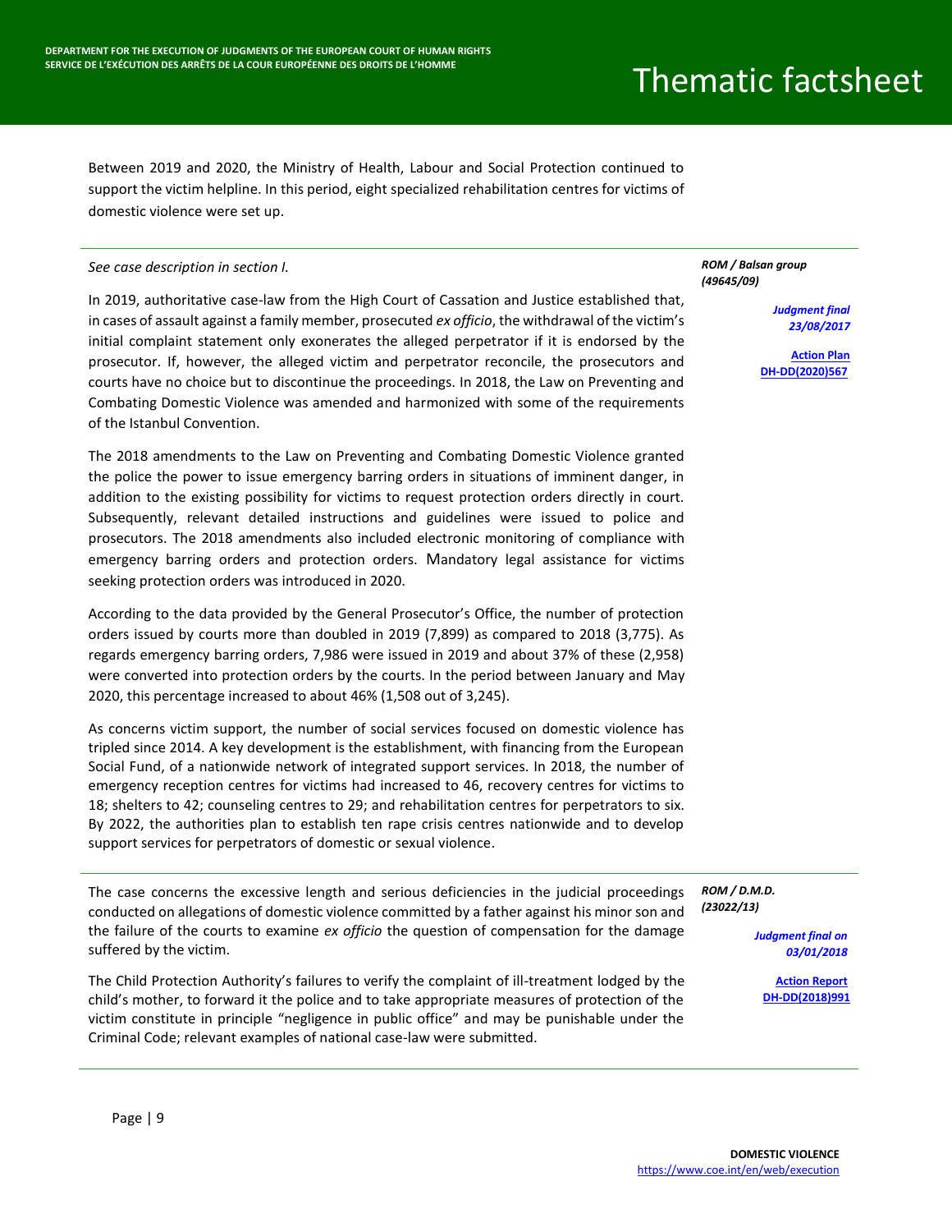Between 2019 and 2020, the Ministry of Health, Labour and Social Protection continued to support the victim helpline. In this period, eight specialized rehabilitation centres for victims of domestic violence were set up.

---

***ROM / Balsan group (49645/09)***

***Judgment final 23/08/2017***

**Action Plan DH-DD(2020)567**

*See case description in section I.*

In 2019, authoritative case-law from the High Court of Cassation and Justice established that, in cases of assault against a family member, prosecuted *ex officio*, the withdrawal of the victim's initial complaint statement only exonerates the alleged perpetrator if it is endorsed by the prosecutor. If, however, the alleged victim and perpetrator reconcile, the prosecutors and courts have no choice but to discontinue the proceedings. In 2018, the Law on Preventing and Combating Domestic Violence was amended and harmonized with some of the requirements of the Istanbul Convention.

The 2018 amendments to the Law on Preventing and Combating Domestic Violence granted the police the power to issue emergency barring orders in situations of imminent danger, in addition to the existing possibility for victims to request protection orders directly in court. Subsequently, relevant detailed instructions and guidelines were issued to police and prosecutors. The 2018 amendments also included electronic monitoring of compliance with emergency barring orders and protection orders. Mandatory legal assistance for victims seeking protection orders was introduced in 2020.

According to the data provided by the General Prosecutor's Office, the number of protection orders issued by courts more than doubled in 2019 (7,899) as compared to 2018 (3,775). As regards emergency barring orders, 7,986 were issued in 2019 and about 37% of these (2,958) were converted into protection orders by the courts. In the period between January and May 2020, this percentage increased to about 46% (1,508 out of 3,245).

As concerns victim support, the number of social services focused on domestic violence has tripled since 2014. A key development is the establishment, with financing from the European Social Fund, of a nationwide network of integrated support services. In 2018, the number of emergency reception centres for victims had increased to 46, recovery centres for victims to 18; shelters to 42; counseling centres to 29; and rehabilitation centres for perpetrators to six. By 2022, the authorities plan to establish ten rape crisis centres nationwide and to develop support services for perpetrators of domestic or sexual violence.

---

***ROM / D.M.D. (23022/13)***

***Judgment final on 03/01/2018***

**Action Report DH-DD(2018)991**

The case concerns the excessive length and serious deficiencies in the judicial proceedings conducted on allegations of domestic violence committed by a father against his minor son and the failure of the courts to examine *ex officio* the question of compensation for the damage suffered by the victim.

The Child Protection Authority's failures to verify the complaint of ill-treatment lodged by the child's mother, to forward it the police and to take appropriate measures of protection of the victim constitute in principle "negligence in public office" and may be punishable under the Criminal Code; relevant examples of national case-law were submitted.

---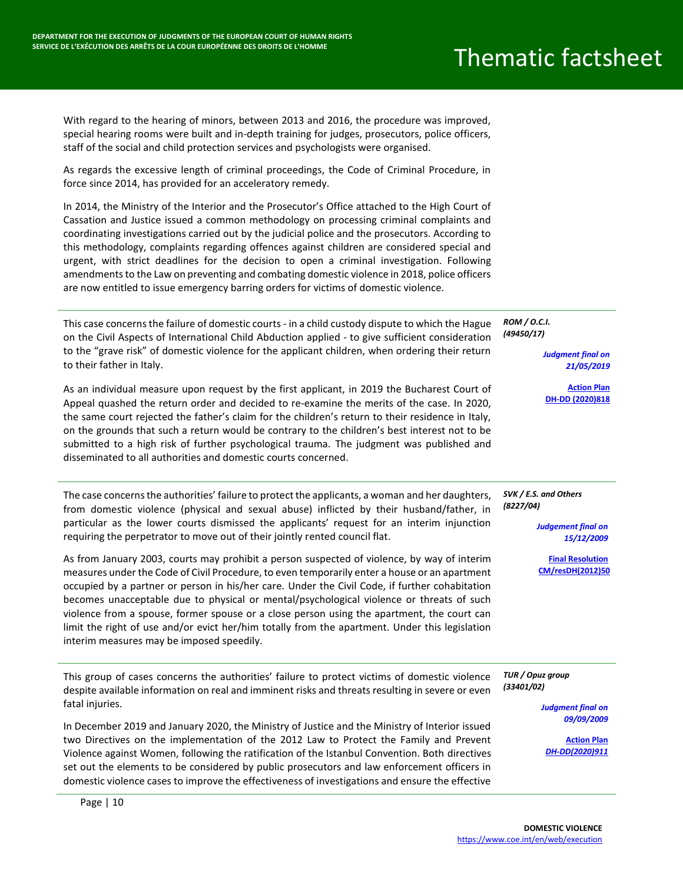With regard to the hearing of minors, between 2013 and 2016, the procedure was improved, special hearing rooms were built and in-depth training for judges, prosecutors, police officers, staff of the social and child protection services and psychologists were organised.

As regards the excessive length of criminal proceedings, the Code of Criminal Procedure, in force since 2014, has provided for an acceleratory remedy.

In 2014, the Ministry of the Interior and the Prosecutor's Office attached to the High Court of Cassation and Justice issued a common methodology on processing criminal complaints and coordinating investigations carried out by the judicial police and the prosecutors. According to this methodology, complaints regarding offences against children are considered special and urgent, with strict deadlines for the decision to open a criminal investigation. Following amendments to the Law on preventing and combating domestic violence in 2018, police officers are now entitled to issue emergency barring orders for victims of domestic violence.

---

***ROM / O.C.I. (49450/17)***

*Judgment final on 21/05/2019*

[Action Plan DH-DD (2020)818]

This case concerns the failure of domestic courts - in a child custody dispute to which the Hague on the Civil Aspects of International Child Abduction applied - to give sufficient consideration to the "grave risk" of domestic violence for the applicant children, when ordering their return to their father in Italy.

As an individual measure upon request by the first applicant, in 2019 the Bucharest Court of Appeal quashed the return order and decided to re-examine the merits of the case. In 2020, the same court rejected the father's claim for the children's return to their residence in Italy, on the grounds that such a return would be contrary to the children's best interest not to be submitted to a high risk of further psychological trauma. The judgment was published and disseminated to all authorities and domestic courts concerned.

---

***SVK / E.S. and Others (8227/04)***

*Judgement final on 15/12/2009*

[Final Resolution CM/resDH(2012)50]

The case concerns the authorities' failure to protect the applicants, a woman and her daughters, from domestic violence (physical and sexual abuse) inflicted by their husband/father, in particular as the lower courts dismissed the applicants' request for an interim injunction requiring the perpetrator to move out of their jointly rented council flat.

As from January 2003, courts may prohibit a person suspected of violence, by way of interim measures under the Code of Civil Procedure, to even temporarily enter a house or an apartment occupied by a partner or person in his/her care. Under the Civil Code, if further cohabitation becomes unacceptable due to physical or mental/psychological violence or threats of such violence from a spouse, former spouse or a close person using the apartment, the court can limit the right of use and/or evict her/him totally from the apartment. Under this legislation interim measures may be imposed speedily.

---

***TUR / Opuz group (33401/02)***

*Judgment final on 09/09/2009*

[Action Plan *DH-DD(2020)911*]

This group of cases concerns the authorities' failure to protect victims of domestic violence despite available information on real and imminent risks and threats resulting in severe or even fatal injuries.

In December 2019 and January 2020, the Ministry of Justice and the Ministry of Interior issued two Directives on the implementation of the 2012 Law to Protect the Family and Prevent Violence against Women, following the ratification of the Istanbul Convention. Both directives set out the elements to be considered by public prosecutors and law enforcement officers in domestic violence cases to improve the effectiveness of investigations and ensure the effective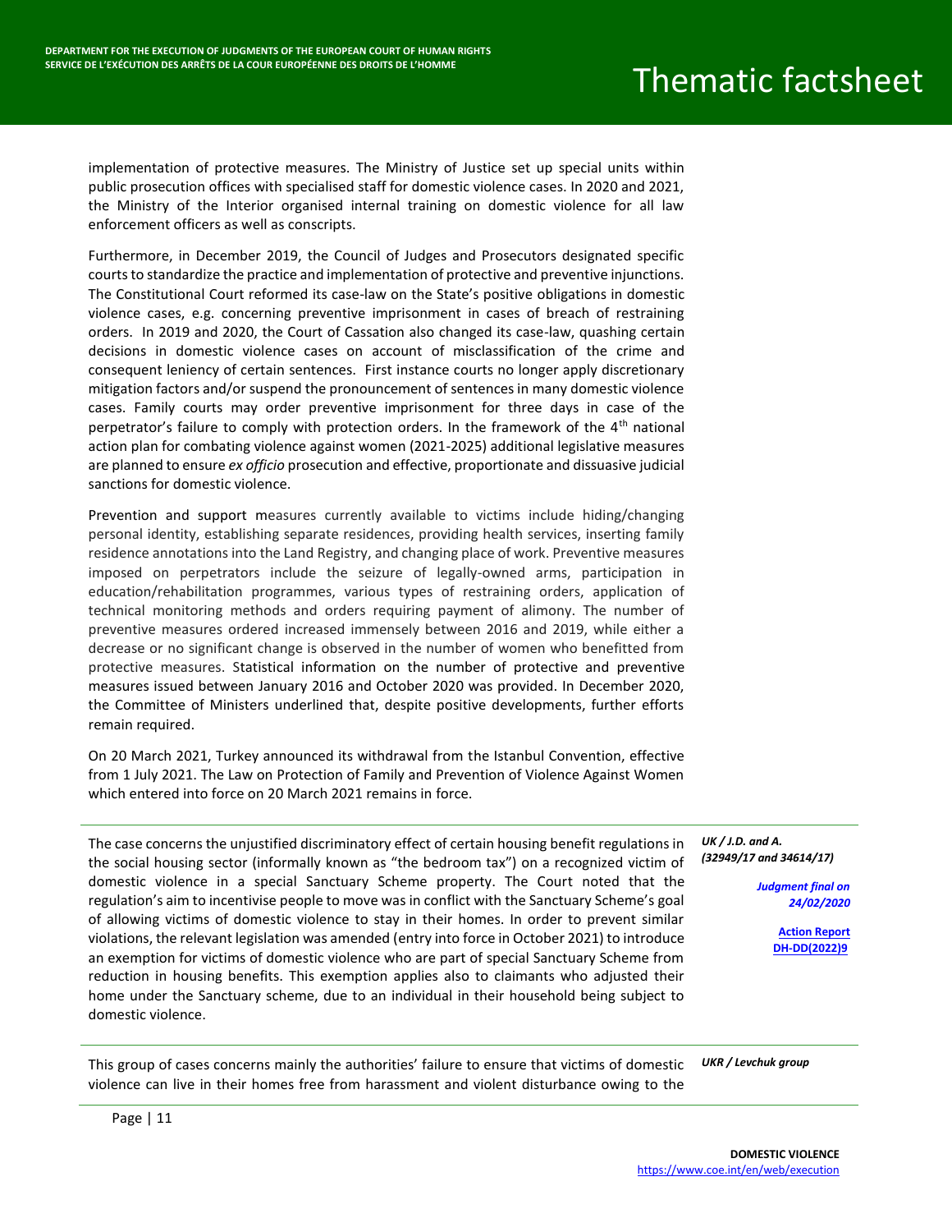implementation of protective measures. The Ministry of Justice set up special units within public prosecution offices with specialised staff for domestic violence cases. In 2020 and 2021, the Ministry of the Interior organised internal training on domestic violence for all law enforcement officers as well as conscripts.

Furthermore, in December 2019, the Council of Judges and Prosecutors designated specific courts to standardize the practice and implementation of protective and preventive injunctions. The Constitutional Court reformed its case-law on the State's positive obligations in domestic violence cases, e.g. concerning preventive imprisonment in cases of breach of restraining orders. In 2019 and 2020, the Court of Cassation also changed its case-law, quashing certain decisions in domestic violence cases on account of misclassification of the crime and consequent leniency of certain sentences. First instance courts no longer apply discretionary mitigation factors and/or suspend the pronouncement of sentences in many domestic violence cases. Family courts may order preventive imprisonment for three days in case of the perpetrator's failure to comply with protection orders. In the framework of the 4th national action plan for combating violence against women (2021-2025) additional legislative measures are planned to ensure *ex officio* prosecution and effective, proportionate and dissuasive judicial sanctions for domestic violence.

Prevention and support measures currently available to victims include hiding/changing personal identity, establishing separate residences, providing health services, inserting family residence annotations into the Land Registry, and changing place of work. Preventive measures imposed on perpetrators include the seizure of legally-owned arms, participation in education/rehabilitation programmes, various types of restraining orders, application of technical monitoring methods and orders requiring payment of alimony. The number of preventive measures ordered increased immensely between 2016 and 2019, while either a decrease or no significant change is observed in the number of women who benefitted from protective measures. Statistical information on the number of protective and preventive measures issued between January 2016 and October 2020 was provided. In December 2020, the Committee of Ministers underlined that, despite positive developments, further efforts remain required.

On 20 March 2021, Turkey announced its withdrawal from the Istanbul Convention, effective from 1 July 2021. The Law on Protection of Family and Prevention of Violence Against Women which entered into force on 20 March 2021 remains in force.

---

***UK / J.D. and A. (32949/17 and 34614/17)***

***Judgment final on 24/02/2020***

**Action Report DH-DD(2022)9**

The case concerns the unjustified discriminatory effect of certain housing benefit regulations in the social housing sector (informally known as "the bedroom tax") on a recognized victim of domestic violence in a special Sanctuary Scheme property. The Court noted that the regulation's aim to incentivise people to move was in conflict with the Sanctuary Scheme's goal of allowing victims of domestic violence to stay in their homes. In order to prevent similar violations, the relevant legislation was amended (entry into force in October 2021) to introduce an exemption for victims of domestic violence who are part of special Sanctuary Scheme from reduction in housing benefits. This exemption applies also to claimants who adjusted their home under the Sanctuary scheme, due to an individual in their household being subject to domestic violence.

---

***UKR / Levchuk group***

This group of cases concerns mainly the authorities' failure to ensure that victims of domestic violence can live in their homes free from harassment and violent disturbance owing to the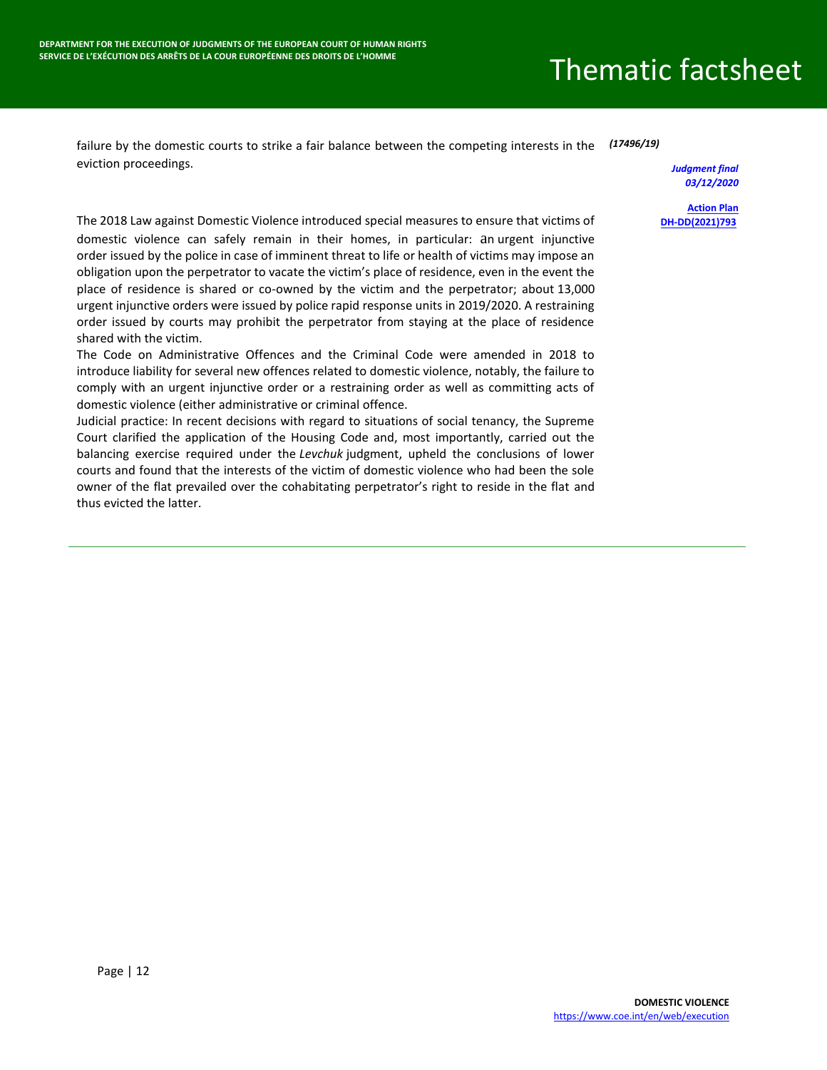failure by the domestic courts to strike a fair balance between the competing interests in the eviction proceedings.

*(17496/19)*

***Judgment final 03/12/2020***

**Action Plan DH-DD(2021)793**

The 2018 Law against Domestic Violence introduced special measures to ensure that victims of domestic violence can safely remain in their homes, in particular: an urgent injunctive order issued by the police in case of imminent threat to life or health of victims may impose an obligation upon the perpetrator to vacate the victim's place of residence, even in the event the place of residence is shared or co-owned by the victim and the perpetrator; about 13,000 urgent injunctive orders were issued by police rapid response units in 2019/2020. A restraining order issued by courts may prohibit the perpetrator from staying at the place of residence shared with the victim.

The Code on Administrative Offences and the Criminal Code were amended in 2018 to introduce liability for several new offences related to domestic violence, notably, the failure to comply with an urgent injunctive order or a restraining order as well as committing acts of domestic violence (either administrative or criminal offence.

Judicial practice: In recent decisions with regard to situations of social tenancy, the Supreme Court clarified the application of the Housing Code and, most importantly, carried out the balancing exercise required under the *Levchuk* judgment, upheld the conclusions of lower courts and found that the interests of the victim of domestic violence who had been the sole owner of the flat prevailed over the cohabitating perpetrator's right to reside in the flat and thus evicted the latter.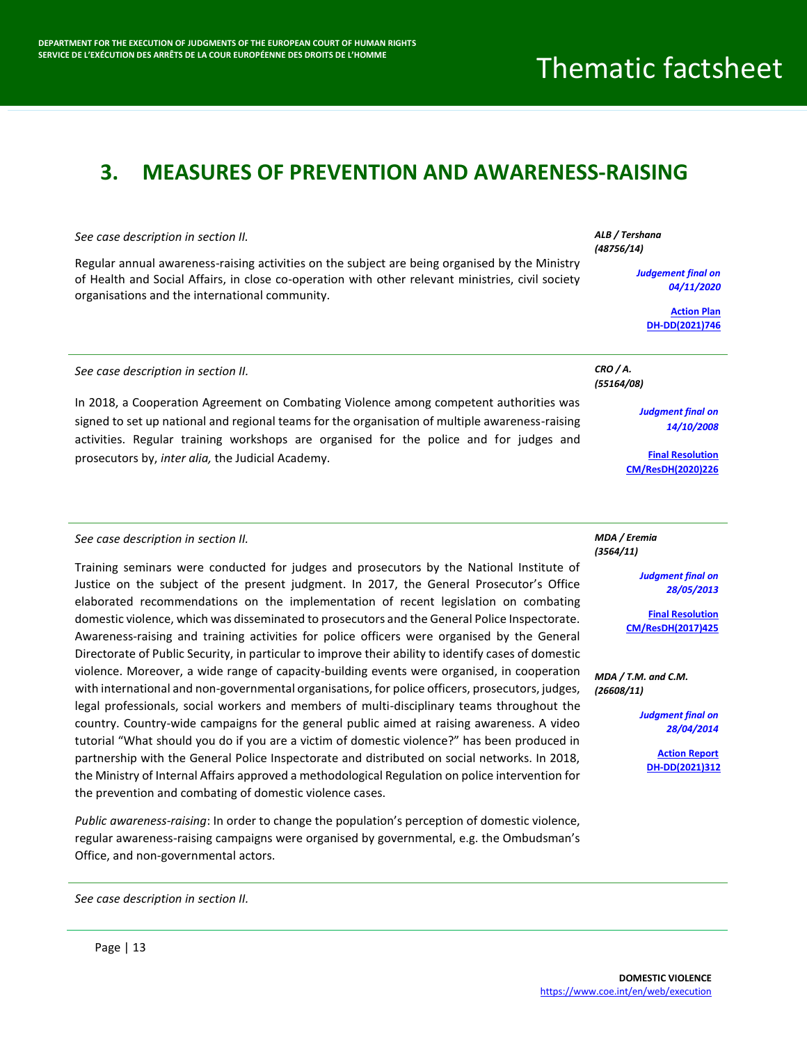## 3. MEASURES OF PREVENTION AND AWARENESS-RAISING

*ALB / Tershana (48756/14)*

***Judgement final on 04/11/2020***

**Action Plan DH-DD(2021)746**

*See case description in section II.*

Regular annual awareness-raising activities on the subject are being organised by the Ministry of Health and Social Affairs, in close co-operation with other relevant ministries, civil society organisations and the international community.

---

*CRO / A. (55164/08)*

***Judgment final on 14/10/2008***

**Final Resolution CM/ResDH(2020)226**

*See case description in section II.*

In 2018, a Cooperation Agreement on Combating Violence among competent authorities was signed to set up national and regional teams for the organisation of multiple awareness-raising activities. Regular training workshops are organised for the police and for judges and prosecutors by, *inter alia,* the Judicial Academy.

---

*MDA / Eremia (3564/11)*

***Judgment final on 28/05/2013***

**Final Resolution CM/ResDH(2017)425**

*MDA / T.M. and C.M. (26608/11)*

***Judgment final on 28/04/2014***

**Action Report DH-DD(2021)312**

*See case description in section II.*

Training seminars were conducted for judges and prosecutors by the National Institute of Justice on the subject of the present judgment. In 2017, the General Prosecutor's Office elaborated recommendations on the implementation of recent legislation on combating domestic violence, which was disseminated to prosecutors and the General Police Inspectorate. Awareness-raising and training activities for police officers were organised by the General Directorate of Public Security, in particular to improve their ability to identify cases of domestic violence. Moreover, a wide range of capacity-building events were organised, in cooperation with international and non-governmental organisations, for police officers, prosecutors, judges, legal professionals, social workers and members of multi-disciplinary teams throughout the country. Country-wide campaigns for the general public aimed at raising awareness. A video tutorial "What should you do if you are a victim of domestic violence?" has been produced in partnership with the General Police Inspectorate and distributed on social networks. In 2018, the Ministry of Internal Affairs approved a methodological Regulation on police intervention for the prevention and combating of domestic violence cases.

*Public awareness-raising*: In order to change the population's perception of domestic violence, regular awareness-raising campaigns were organised by governmental, e.g. the Ombudsman's Office, and non-governmental actors.

---

*See case description in section II.*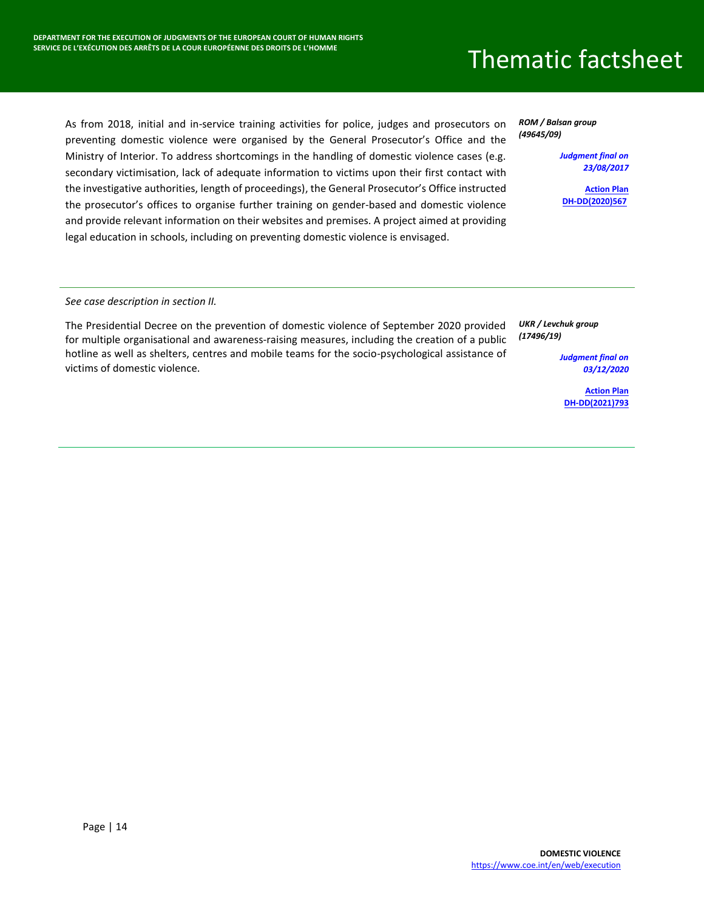As from 2018, initial and in-service training activities for police, judges and prosecutors on preventing domestic violence were organised by the General Prosecutor's Office and the Ministry of Interior. To address shortcomings in the handling of domestic violence cases (e.g. secondary victimisation, lack of adequate information to victims upon their first contact with the investigative authorities, length of proceedings), the General Prosecutor's Office instructed the prosecutor's offices to organise further training on gender-based and domestic violence and provide relevant information on their websites and premises. A project aimed at providing legal education in schools, including on preventing domestic violence is envisaged.

***ROM / Balsan group (49645/09)***

***Judgment final on 23/08/2017***

**Action Plan DH-DD(2020)567**

---

*See case description in section II.*

The Presidential Decree on the prevention of domestic violence of September 2020 provided for multiple organisational and awareness-raising measures, including the creation of a public hotline as well as shelters, centres and mobile teams for the socio-psychological assistance of victims of domestic violence.

***UKR / Levchuk group (17496/19)***

***Judgment final on 03/12/2020***

**Action Plan DH-DD(2021)793**

---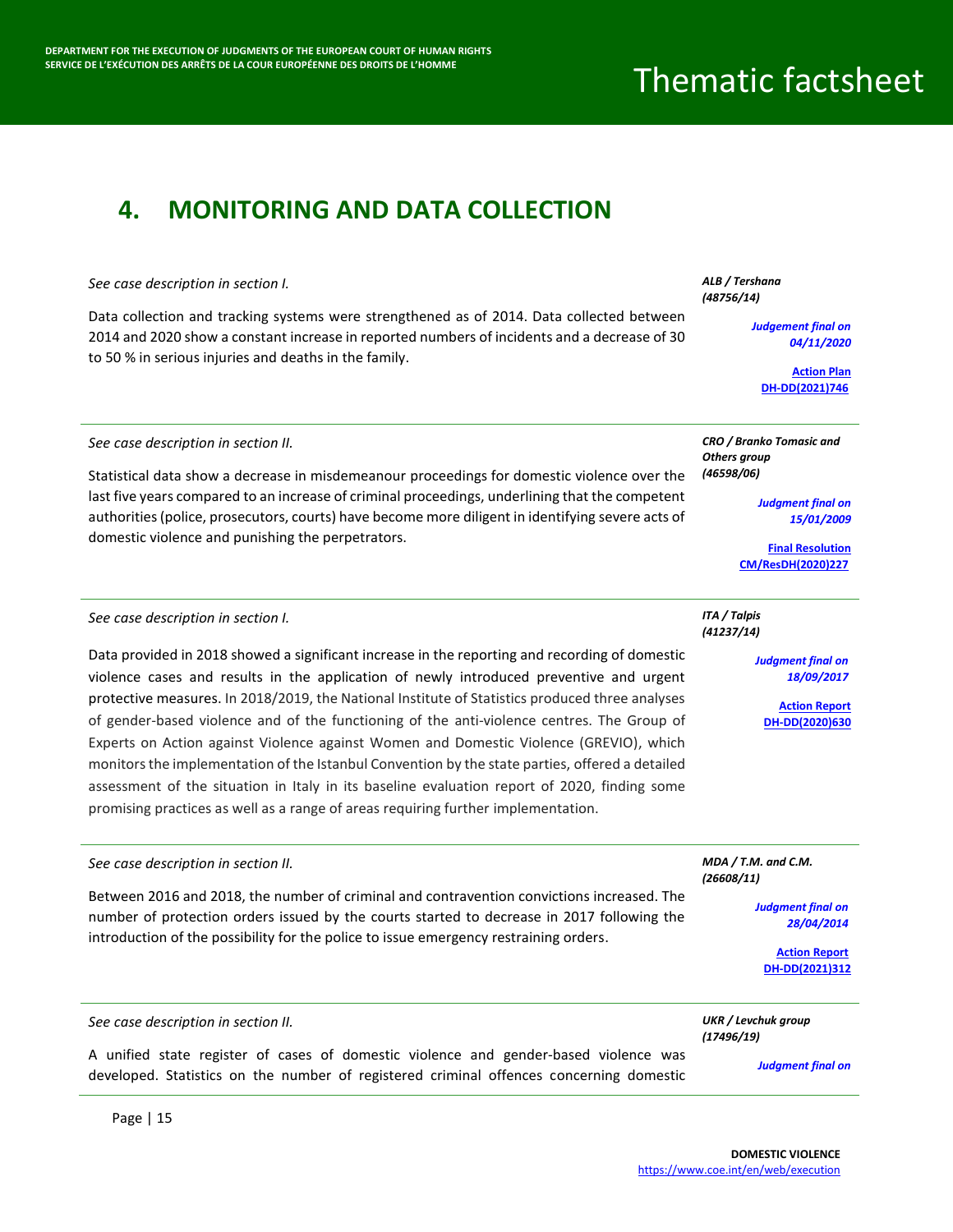## 4. MONITORING AND DATA COLLECTION

*See case description in section I.*

Data collection and tracking systems were strengthened as of 2014. Data collected between 2014 and 2020 show a constant increase in reported numbers of incidents and a decrease of 30 to 50 % in serious injuries and deaths in the family.

***ALB / Tershana (48756/14)***

*Judgement final on 04/11/2020*

Action Plan DH-DD(2021)746

---

*See case description in section II.*

Statistical data show a decrease in misdemeanour proceedings for domestic violence over the last five years compared to an increase of criminal proceedings, underlining that the competent authorities (police, prosecutors, courts) have become more diligent in identifying severe acts of domestic violence and punishing the perpetrators.

***CRO / Branko Tomasic and Others group (46598/06)***

*Judgment final on 15/01/2009*

Final Resolution CM/ResDH(2020)227

---

*See case description in section I.*

Data provided in 2018 showed a significant increase in the reporting and recording of domestic violence cases and results in the application of newly introduced preventive and urgent protective measures. In 2018/2019, the National Institute of Statistics produced three analyses of gender-based violence and of the functioning of the anti-violence centres. The Group of Experts on Action against Violence against Women and Domestic Violence (GREVIO), which monitors the implementation of the Istanbul Convention by the state parties, offered a detailed assessment of the situation in Italy in its baseline evaluation report of 2020, finding some promising practices as well as a range of areas requiring further implementation.

***ITA / Talpis (41237/14)***

*Judgment final on 18/09/2017*

Action Report DH-DD(2020)630

---

*See case description in section II.*

Between 2016 and 2018, the number of criminal and contravention convictions increased. The number of protection orders issued by the courts started to decrease in 2017 following the introduction of the possibility for the police to issue emergency restraining orders.

***MDA / T.M. and C.M. (26608/11)***

*Judgment final on 28/04/2014*

Action Report DH-DD(2021)312

---

*See case description in section II.*

A unified state register of cases of domestic violence and gender-based violence was developed. Statistics on the number of registered criminal offences concerning domestic

***UKR / Levchuk group (17496/19)***

*Judgment final on*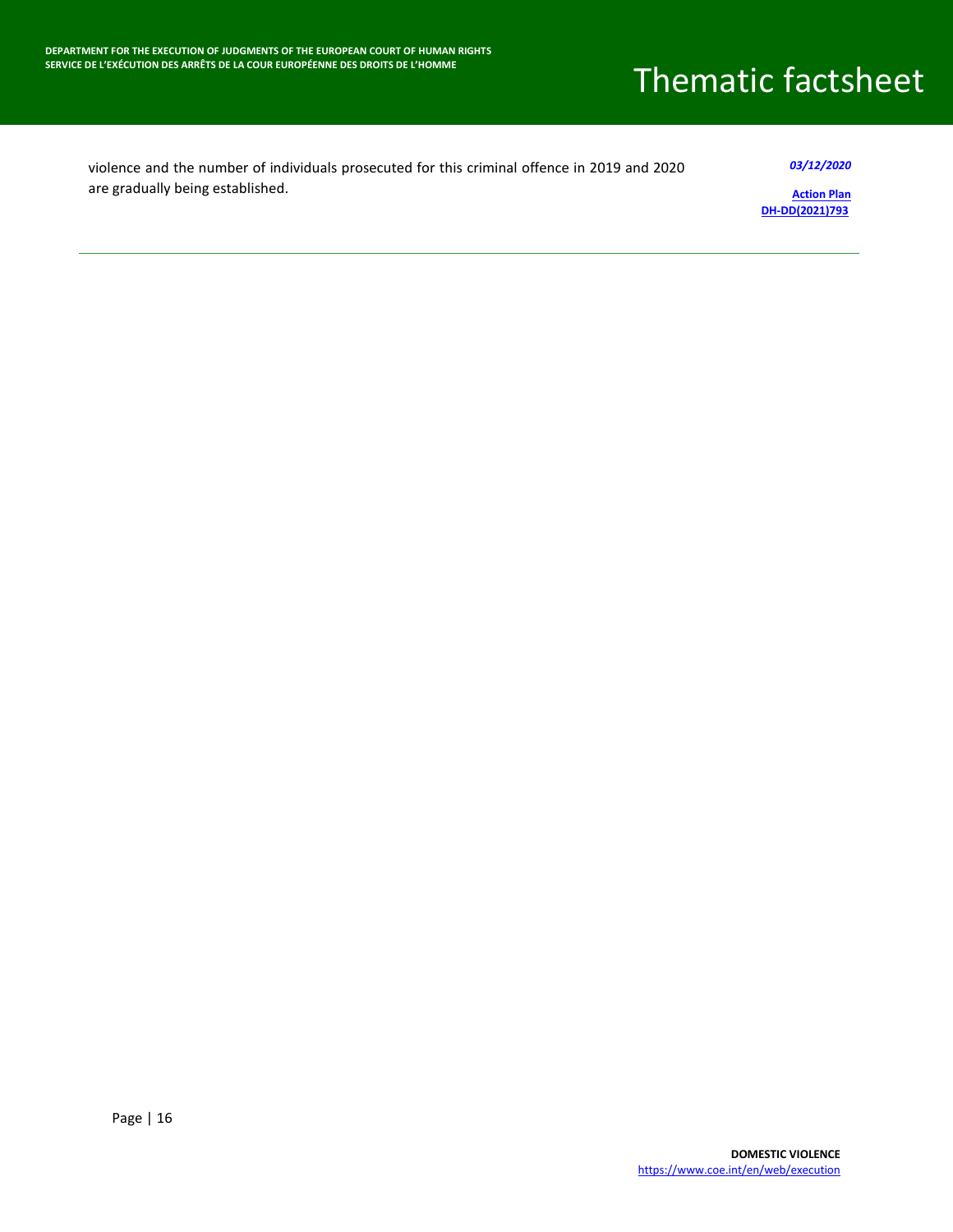| | |
|---|---|
| violence and the number of individuals prosecuted for this criminal offence in 2019 and 2020 are gradually being established. | *03/12/2020*<br><br>**Action Plan DH-DD(2021)793** |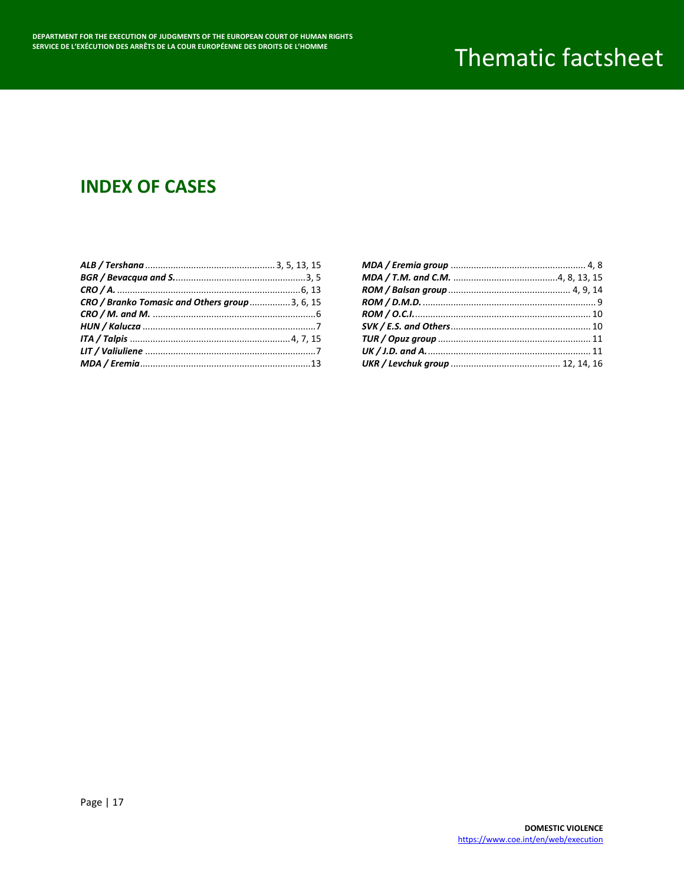## INDEX OF CASES

*ALB / Tershana* .................................................. 3, 5, 13, 15
*BGR / Bevacqua and S.* .................................................. 3, 5
*CRO / A.* .................................................................. 6, 13
*CRO / Branko Tomasic and Others group* ................ 3, 6, 15
*CRO / M. and M.* .......................................................... 6
*HUN / Kalucza* ................................................................. 7
*ITA / Talpis* ........................................................... 4, 7, 15
*LIT / Valiuliene* ................................................................ 7
*MDA / Eremia* ................................................................ 13
*MDA / Eremia group* ................................................... 4, 8
*MDA / T.M. and C.M.* .......................................... 4, 8, 13, 15
*ROM / Balsan group* ................................................ 4, 9, 14
*ROM / D.M.D.* .................................................................. 9
*ROM / O.C.I.* .................................................................. 10
*SVK / E.S. and Others* ..................................................... 10
*TUR / Opuz group* ........................................................... 11
*UK / J.D. and A.* ............................................................... 11
*UKR / Levchuk group* ........................................... 12, 14, 16